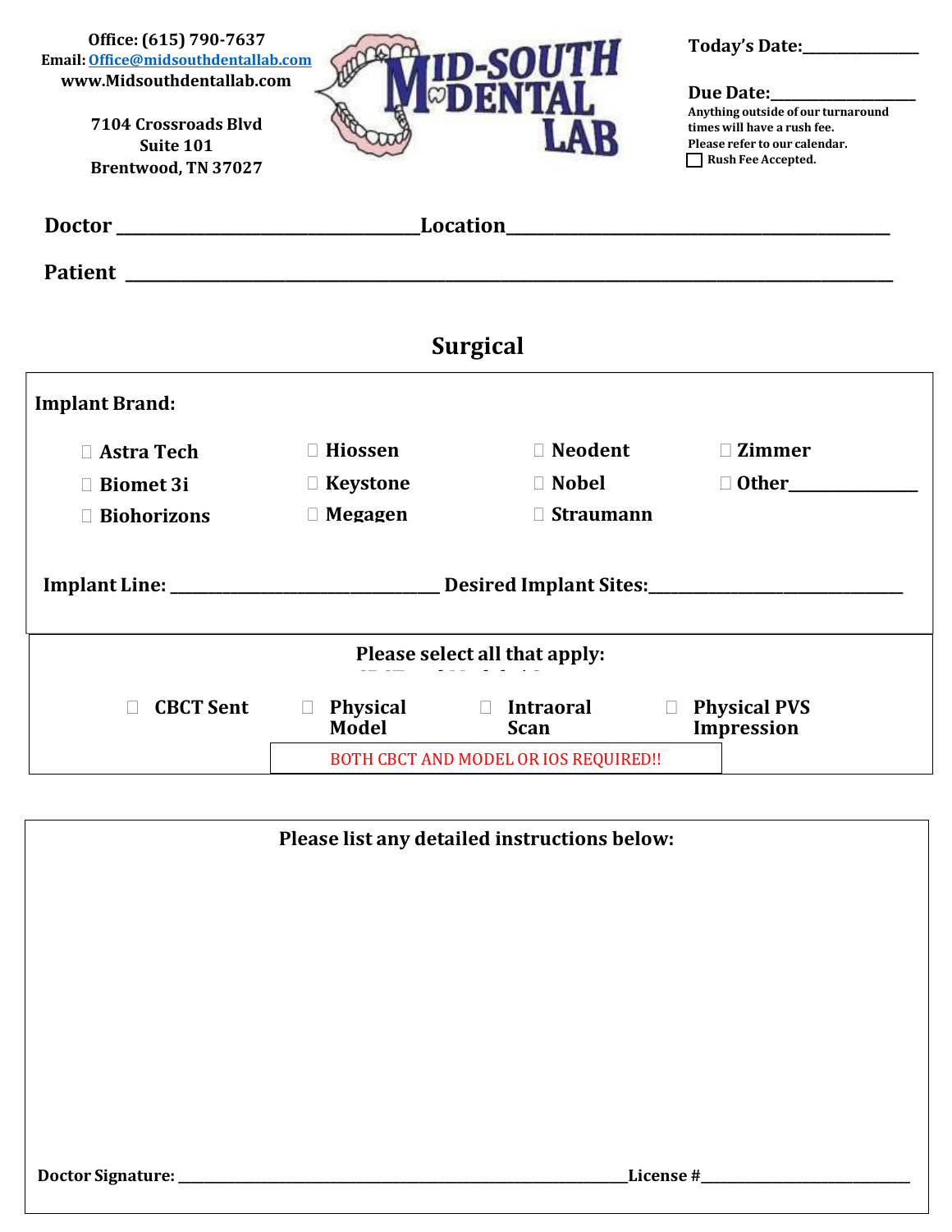Office: (615) 790-7637
Email: Office@midsouthdentallab.com
www.Midsouthdentallab.com

7104 Crossroads Blvd
Suite 101
Brentwood, TN 37027

MID-SOUTH DENTAL LAB

**Today's Date:** ______________

**Due Date:** ________________
Anything outside of our turnaround times will have a rush fee.
Please refer to our calendar.
☐ Rush Fee Accepted.

**Doctor** ______________________________ **Location** ________________________________________

**Patient** ________________________________________________________________________________

## Surgical

**Implant Brand:**

| | | | |
|---|---|---|---|
| ☐ Astra Tech | ☐ Hiossen | ☐ Neodent | ☐ Zimmer |
| ☐ Biomet 3i | ☐ Keystone | ☐ Nobel | ☐ Other______________ |
| ☐ Biohorizons | ☐ Megagen | ☐ Straumann | |

**Implant Line:** ______________________________ **Desired Implant Sites:** ____________________________

**Please select all that apply:**

☐ CBCT Sent ☐ Physical Model ☐ Intraoral Scan ☐ Physical PVS Impression

BOTH CBCT AND MODEL OR IOS REQUIRED!!

**Please list any detailed instructions below:**

**Doctor Signature:** ________________________________________________ **License #** ________________________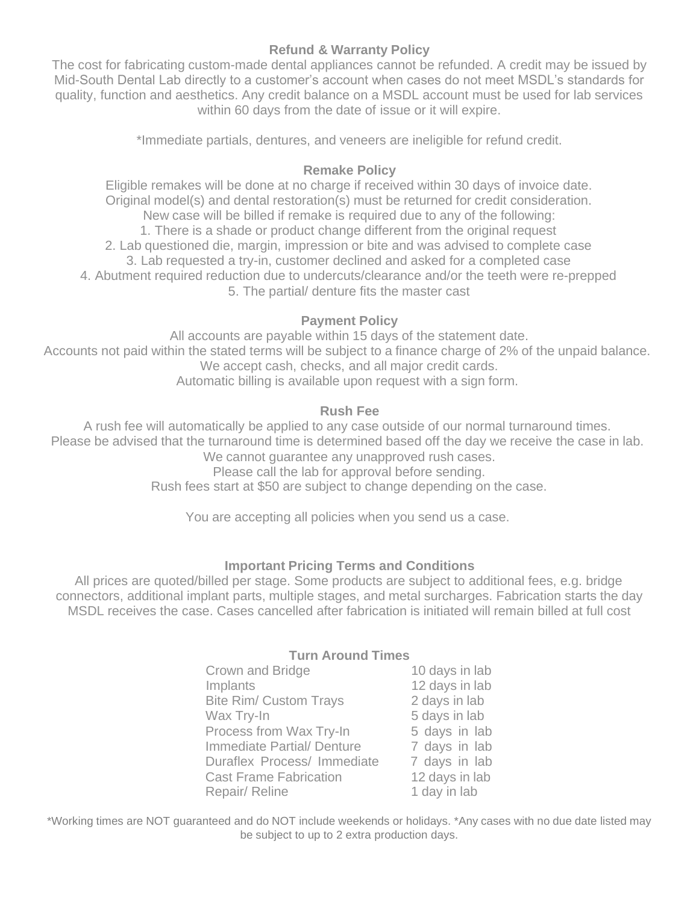## Refund & Warranty Policy

The cost for fabricating custom-made dental appliances cannot be refunded. A credit may be issued by Mid-South Dental Lab directly to a customer's account when cases do not meet MSDL's standards for quality, function and aesthetics. Any credit balance on a MSDL account must be used for lab services within 60 days from the date of issue or it will expire.

*Immediate partials, dentures, and veneers are ineligible for refund credit.

## Remake Policy

Eligible remakes will be done at no charge if received within 30 days of invoice date.
Original model(s) and dental restoration(s) must be returned for credit consideration.
New case will be billed if remake is required due to any of the following:

1. There is a shade or product change different from the original request
2. Lab questioned die, margin, impression or bite and was advised to complete case
3. Lab requested a try-in, customer declined and asked for a completed case
4. Abutment required reduction due to undercuts/clearance and/or the teeth were re-prepped
5. The partial/ denture fits the master cast

## Payment Policy

All accounts are payable within 15 days of the statement date.
Accounts not paid within the stated terms will be subject to a finance charge of 2% of the unpaid balance.
We accept cash, checks, and all major credit cards.
Automatic billing is available upon request with a sign form.

## Rush Fee

A rush fee will automatically be applied to any case outside of our normal turnaround times.
Please be advised that the turnaround time is determined based off the day we receive the case in lab.
We cannot guarantee any unapproved rush cases.
Please call the lab for approval before sending.
Rush fees start at $50 are subject to change depending on the case.

You are accepting all policies when you send us a case.

## Important Pricing Terms and Conditions

All prices are quoted/billed per stage. Some products are subject to additional fees, e.g. bridge connectors, additional implant parts, multiple stages, and metal surcharges. Fabrication starts the day MSDL receives the case. Cases cancelled after fabrication is initiated will remain billed at full cost

## Turn Around Times

| | |
|---|---|
| Crown and Bridge | 10 days in lab |
| Implants | 12 days in lab |
| Bite Rim/ Custom Trays | 2 days in lab |
| Wax Try-In | 5 days in lab |
| Process from Wax Try-In | 5 days in lab |
| Immediate Partial/ Denture | 7 days in lab |
| Duraflex Process/ Immediate | 7 days in lab |
| Cast Frame Fabrication | 12 days in lab |
| Repair/ Reline | 1 day in lab |

*Working times are NOT guaranteed and do NOT include weekends or holidays. *Any cases with no due date listed may be subject to up to 2 extra production days.